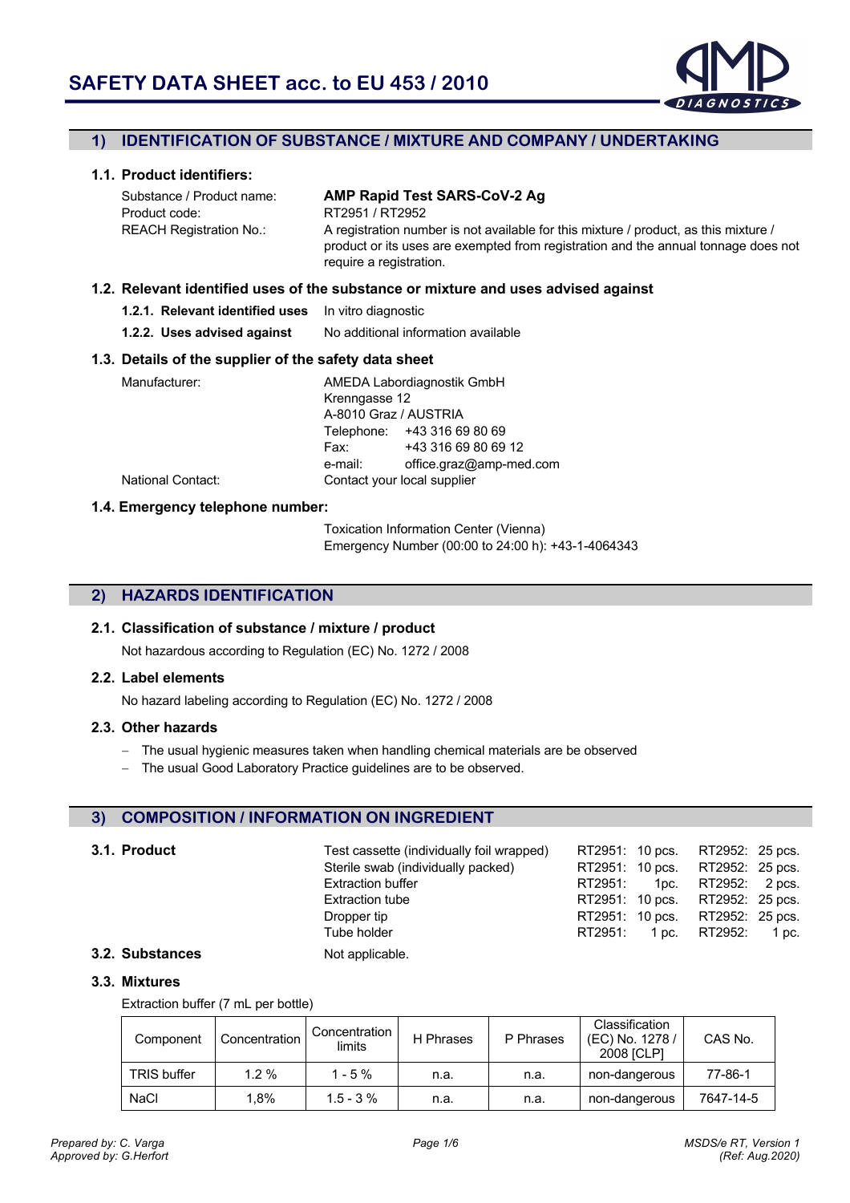# SAFETY DATA SHEET acc. to EU 453 / 2010

## 1) IDENTIFICATION OF SUBSTANCE / MIXTURE AND COMPANY / UNDERTAKING

### 1.1. Product identifiers:

Substance / Product name: **AMP Rapid Test SARS-CoV-2 Ag**

Product code: RT2951 / RT2952

REACH Registration No.: A registration number is not available for this mixture / product, as this mixture / product or its uses are exempted from registration and the annual tonnage does not require a registration.

### 1.2. Relevant identified uses of the substance or mixture and uses advised against

**1.2.1. Relevant identified uses** In vitro diagnostic

**1.2.2. Uses advised against** No additional information available

### 1.3. Details of the supplier of the safety data sheet

Manufacturer:
AMEDA Labordiagnostik GmbH
Krenngasse 12
A-8010 Graz / AUSTRIA
Telephone: +43 316 69 80 69
Fax: +43 316 69 80 69 12
e-mail: office.graz@amp-med.com

National Contact: Contact your local supplier

### 1.4. Emergency telephone number:

Toxication Information Center (Vienna)
Emergency Number (00:00 to 24:00 h): +43-1-4064343

## 2) HAZARDS IDENTIFICATION

### 2.1. Classification of substance / mixture / product

Not hazardous according to Regulation (EC) No. 1272 / 2008

### 2.2. Label elements

No hazard labeling according to Regulation (EC) No. 1272 / 2008

### 2.3. Other hazards

- The usual hygienic measures taken when handling chemical materials are be observed
- The usual Good Laboratory Practice guidelines are to be observed.

## 3) COMPOSITION / INFORMATION ON INGREDIENT

### 3.1. Product

| Component | RT2951 | RT2952 |
|---|---|---|
| Test cassette (individually foil wrapped) | 10 pcs. | 25 pcs. |
| Sterile swab (individually packed) | 10 pcs. | 25 pcs. |
| Extraction buffer | 1pc. | 2 pcs. |
| Extraction tube | 10 pcs. | 25 pcs. |
| Dropper tip | 10 pcs. | 25 pcs. |
| Tube holder | 1 pc. | 1 pc. |

### 3.2. Substances

Not applicable.

### 3.3. Mixtures

Extraction buffer (7 mL per bottle)

| Component | Concentration | Concentration limits | H Phrases | P Phrases | Classification (EC) No. 1278 / 2008 [CLP] | CAS No. |
|---|---|---|---|---|---|---|
| TRIS buffer | 1.2 % | 1 - 5 % | n.a. | n.a. | non-dangerous | 77-86-1 |
| NaCl | 1,8% | 1.5 - 3 % | n.a. | n.a. | non-dangerous | 7647-14-5 |

*Prepared by: C. Varga*
*Approved by: G.Herfort*

*MSDS/e RT, Version 1 (Ref: Aug.2020)*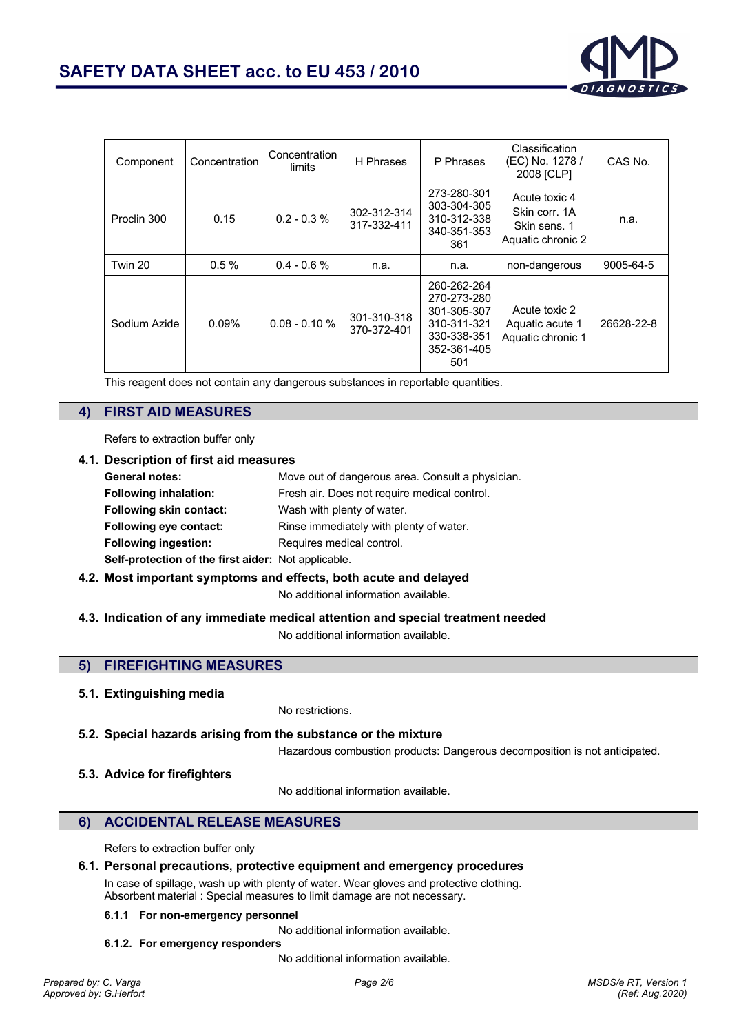| Component | Concentration | Concentration limits | H Phrases | P Phrases | Classification (EC) No. 1278 / 2008 [CLP] | CAS No. |
|---|---|---|---|---|---|---|
| Proclin 300 | 0.15 | 0.2 - 0.3 % | 302-312-314 317-332-411 | 273-280-301 303-304-305 310-312-338 340-351-353 361 | Acute toxic 4 Skin corr. 1A Skin sens. 1 Aquatic chronic 2 | n.a. |
| Twin 20 | 0.5 % | 0.4 - 0.6 % | n.a. | n.a. | non-dangerous | 9005-64-5 |
| Sodium Azide | 0.09% | 0.08 - 0.10 % | 301-310-318 370-372-401 | 260-262-264 270-273-280 301-305-307 310-311-321 330-338-351 352-361-405 501 | Acute toxic 2 Aquatic acute 1 Aquatic chronic 1 | 26628-22-8 |

This reagent does not contain any dangerous substances in reportable quantities.

## 4) FIRST AID MEASURES

Refers to extraction buffer only

### 4.1. Description of first aid measures

**General notes:** Move out of dangerous area. Consult a physician.

**Following inhalation:** Fresh air. Does not require medical control.

**Following skin contact:** Wash with plenty of water.

**Following eye contact:** Rinse immediately with plenty of water.

**Following ingestion:** Requires medical control.

**Self-protection of the first aider:** Not applicable.

### 4.2. Most important symptoms and effects, both acute and delayed

No additional information available.

### 4.3. Indication of any immediate medical attention and special treatment needed

No additional information available.

## 5) FIREFIGHTING MEASURES

### 5.1. Extinguishing media

No restrictions.

### 5.2. Special hazards arising from the substance or the mixture

Hazardous combustion products: Dangerous decomposition is not anticipated.

### 5.3. Advice for firefighters

No additional information available.

## 6) ACCIDENTAL RELEASE MEASURES

Refers to extraction buffer only

### 6.1. Personal precautions, protective equipment and emergency procedures

In case of spillage, wash up with plenty of water. Wear gloves and protective clothing.
Absorbent material : Special measures to limit damage are not necessary.

#### 6.1.1 For non-emergency personnel

No additional information available.

#### 6.1.2. For emergency responders

No additional information available.

*Prepared by: C. Varga*
*Approved by: G.Herfort*

*MSDS/e RT, Version 1*
*(Ref: Aug.2020)*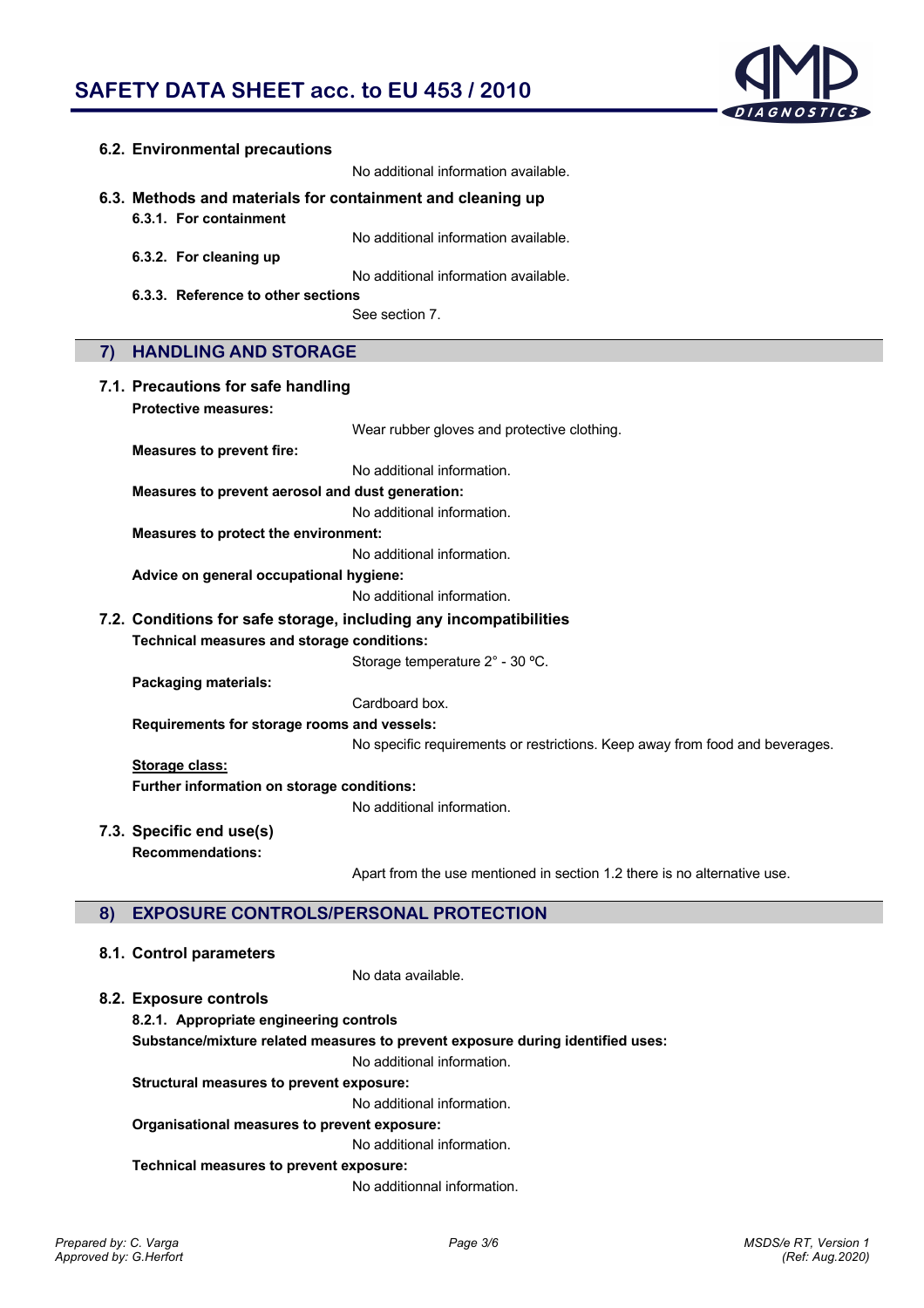### 6.2. Environmental precautions

No additional information available.

### 6.3. Methods and materials for containment and cleaning up

**6.3.1. For containment**

No additional information available.

**6.3.2. For cleaning up**

No additional information available.

**6.3.3. Reference to other sections**

See section 7.

## 7) HANDLING AND STORAGE

### 7.1. Precautions for safe handling

**Protective measures:**

Wear rubber gloves and protective clothing.

**Measures to prevent fire:**

No additional information.

**Measures to prevent aerosol and dust generation:**

No additional information.

**Measures to protect the environment:**

No additional information.

**Advice on general occupational hygiene:**

No additional information.

### 7.2. Conditions for safe storage, including any incompatibilities

**Technical measures and storage conditions:**

Storage temperature 2° - 30 ºC.

**Packaging materials:**

Cardboard box.

**Requirements for storage rooms and vessels:**

No specific requirements or restrictions. Keep away from food and beverages.

**Storage class:**

**Further information on storage conditions:**

No additional information.

### 7.3. Specific end use(s)

**Recommendations:**

Apart from the use mentioned in section 1.2 there is no alternative use.

## 8) EXPOSURE CONTROLS/PERSONAL PROTECTION

### 8.1. Control parameters

No data available.

### 8.2. Exposure controls

**8.2.1. Appropriate engineering controls**

**Substance/mixture related measures to prevent exposure during identified uses:**

No additional information.

**Structural measures to prevent exposure:**

No additional information.

**Organisational measures to prevent exposure:**

No additional information.

**Technical measures to prevent exposure:**

No additionnal information.

*Prepared by: C. Varga*
*Approved by: G.Herfort*

*MSDS/e RT, Version 1*
*(Ref: Aug.2020)*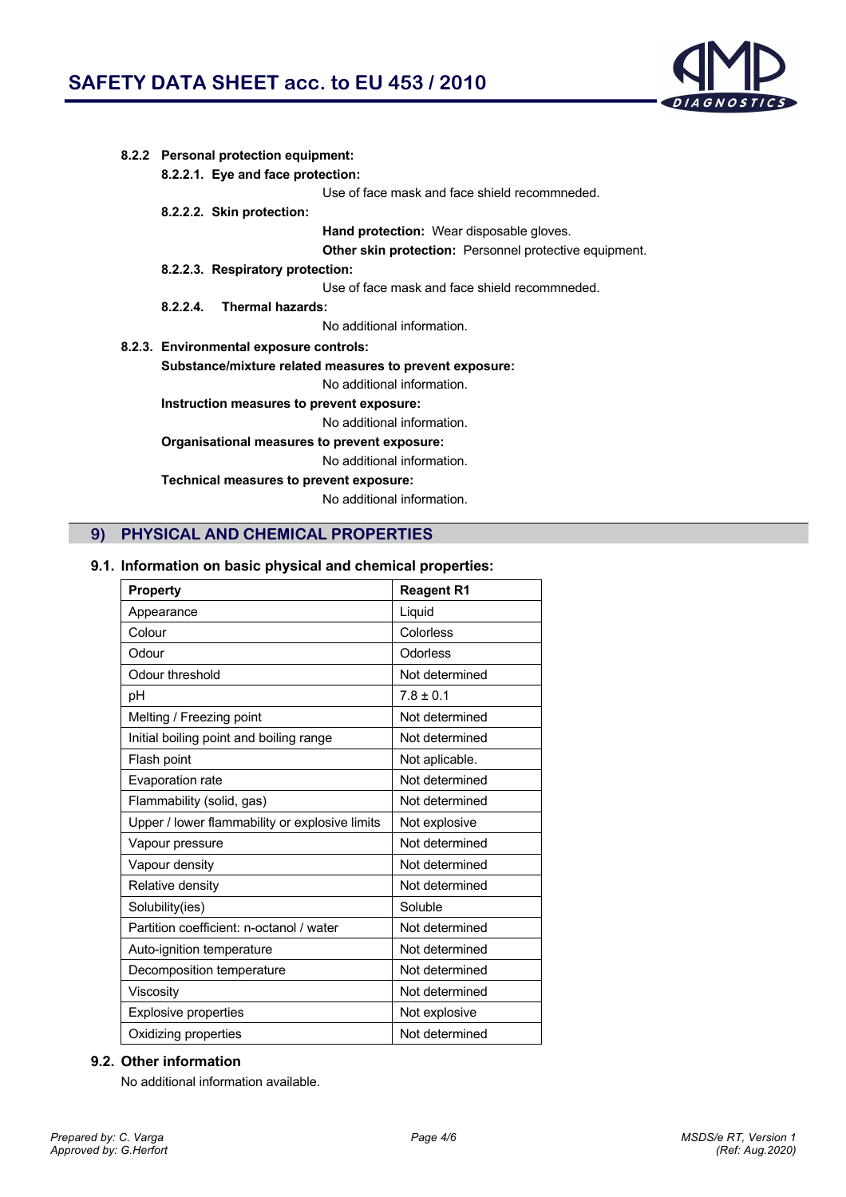**8.2.2 Personal protection equipment:**

**8.2.2.1. Eye and face protection:**

Use of face mask and face shield recommneded.

**8.2.2.2. Skin protection:**

**Hand protection:** Wear disposable gloves.

**Other skin protection:** Personnel protective equipment.

**8.2.2.3. Respiratory protection:**

Use of face mask and face shield recommneded.

**8.2.2.4. Thermal hazards:**

No additional information.

**8.2.3. Environmental exposure controls:**

**Substance/mixture related measures to prevent exposure:**

No additional information.

**Instruction measures to prevent exposure:**

No additional information.

**Organisational measures to prevent exposure:**

No additional information.

**Technical measures to prevent exposure:**

No additional information.

## 9) PHYSICAL AND CHEMICAL PROPERTIES

### 9.1. Information on basic physical and chemical properties:

| Property | Reagent R1 |
|---|---|
| Appearance | Liquid |
| Colour | Colorless |
| Odour | Odorless |
| Odour threshold | Not determined |
| pH | 7.8 ± 0.1 |
| Melting / Freezing point | Not determined |
| Initial boiling point and boiling range | Not determined |
| Flash point | Not aplicable. |
| Evaporation rate | Not determined |
| Flammability (solid, gas) | Not determined |
| Upper / lower flammability or explosive limits | Not explosive |
| Vapour pressure | Not determined |
| Vapour density | Not determined |
| Relative density | Not determined |
| Solubility(ies) | Soluble |
| Partition coefficient: n-octanol / water | Not determined |
| Auto-ignition temperature | Not determined |
| Decomposition temperature | Not determined |
| Viscosity | Not determined |
| Explosive properties | Not explosive |
| Oxidizing properties | Not determined |

### 9.2. Other information

No additional information available.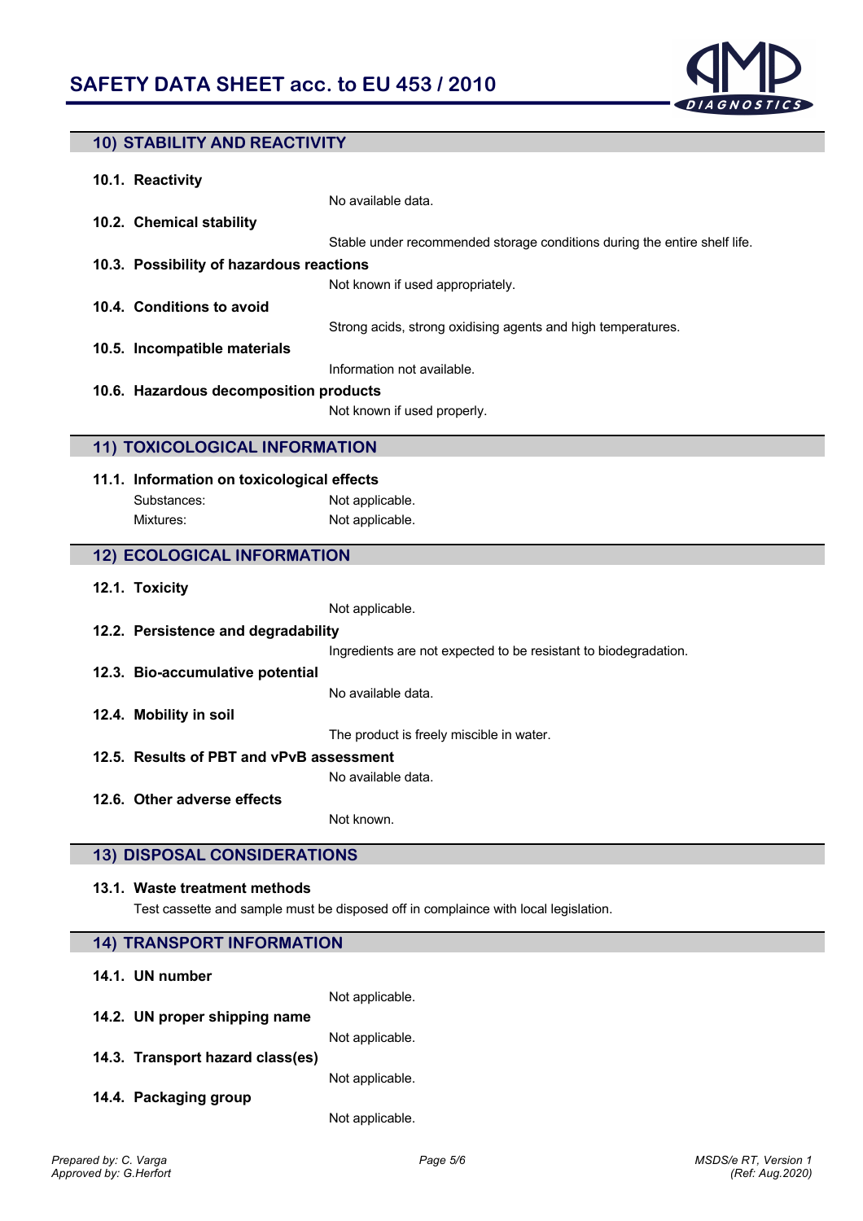## 10) STABILITY AND REACTIVITY

**10.1. Reactivity**

No available data.

**10.2. Chemical stability**

Stable under recommended storage conditions during the entire shelf life.

**10.3. Possibility of hazardous reactions**

Not known if used appropriately.

**10.4. Conditions to avoid**

Strong acids, strong oxidising agents and high temperatures.

**10.5. Incompatible materials**

Information not available.

**10.6. Hazardous decomposition products**

Not known if used properly.

## 11) TOXICOLOGICAL INFORMATION

**11.1. Information on toxicological effects**

Substances: Not applicable.

Mixtures: Not applicable.

## 12) ECOLOGICAL INFORMATION

**12.1. Toxicity**

Not applicable.

**12.2. Persistence and degradability**

Ingredients are not expected to be resistant to biodegradation.

**12.3. Bio-accumulative potential**

No available data.

**12.4. Mobility in soil**

The product is freely miscible in water.

**12.5. Results of PBT and vPvB assessment**

No available data.

**12.6. Other adverse effects**

Not known.

## 13) DISPOSAL CONSIDERATIONS

**13.1. Waste treatment methods**

Test cassette and sample must be disposed off in complaince with local legislation.

## 14) TRANSPORT INFORMATION

**14.1. UN number**

Not applicable.

**14.2. UN proper shipping name**

Not applicable.

**14.3. Transport hazard class(es)**

Not applicable.

**14.4. Packaging group**

Not applicable.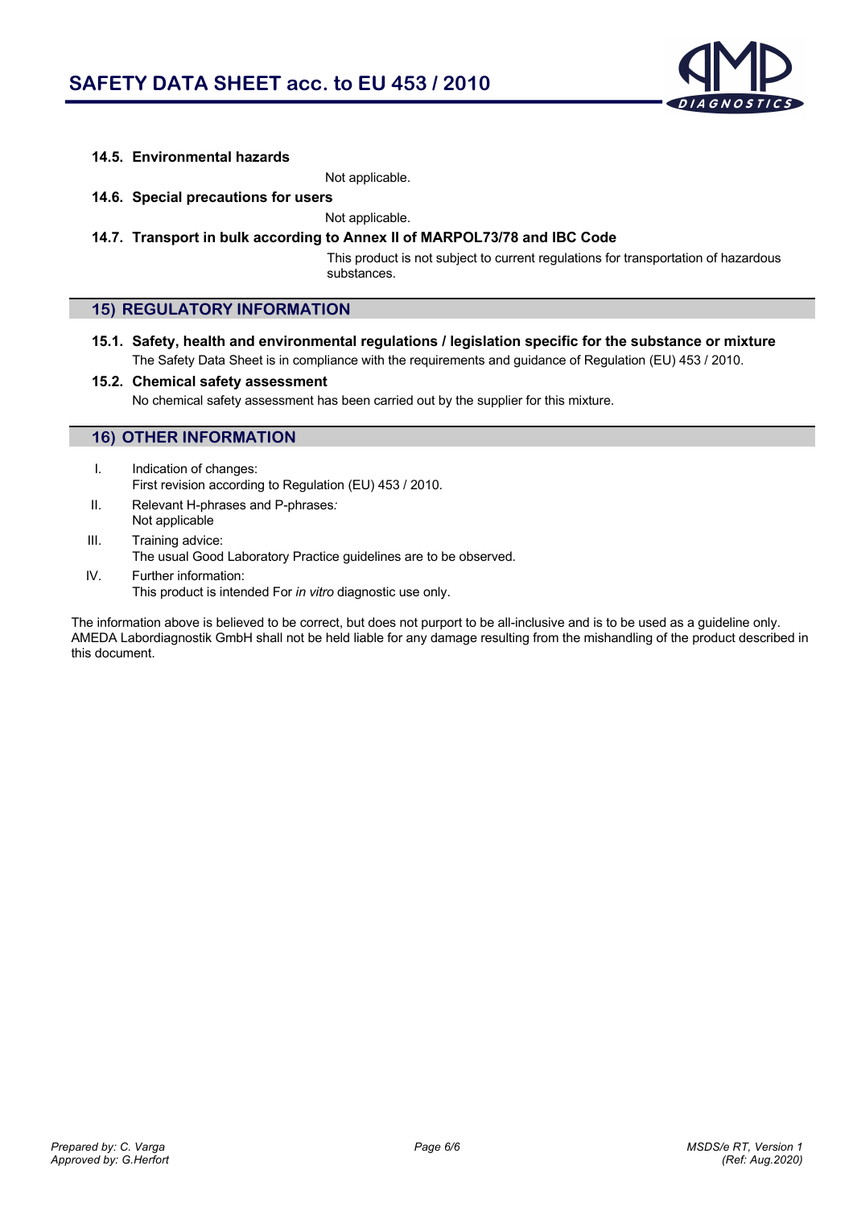**14.5. Environmental hazards**

Not applicable.

**14.6. Special precautions for users**

Not applicable.

**14.7. Transport in bulk according to Annex II of MARPOL73/78 and IBC Code**

This product is not subject to current regulations for transportation of hazardous substances.

## 15) REGULATORY INFORMATION

**15.1. Safety, health and environmental regulations / legislation specific for the substance or mixture**

The Safety Data Sheet is in compliance with the requirements and guidance of Regulation (EU) 453 / 2010.

**15.2. Chemical safety assessment**

No chemical safety assessment has been carried out by the supplier for this mixture.

## 16) OTHER INFORMATION

I. Indication of changes:
First revision according to Regulation (EU) 453 / 2010.

II. Relevant H-phrases and P-phrases*:*
Not applicable

III. Training advice:
The usual Good Laboratory Practice guidelines are to be observed.

IV. Further information:
This product is intended For *in vitro* diagnostic use only.

The information above is believed to be correct, but does not purport to be all-inclusive and is to be used as a guideline only. AMEDA Labordiagnostik GmbH shall not be held liable for any damage resulting from the mishandling of the product described in this document.

*Prepared by: C. Varga*
*Approved by: G.Herfort*

*MSDS/e RT, Version 1*
*(Ref: Aug.2020)*